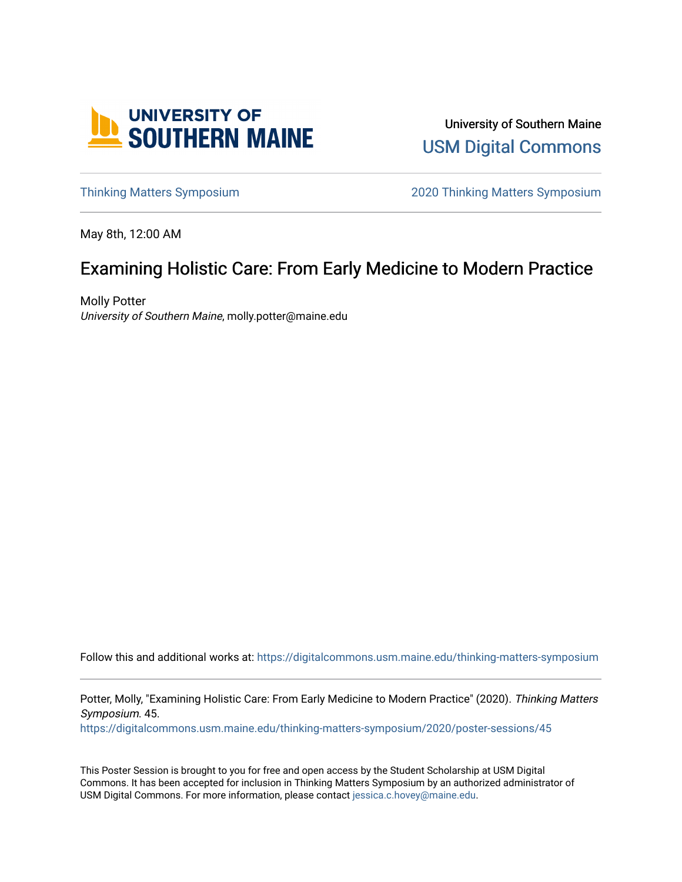University of Southern Maine

USM Digital Commons

Thinking Matters Symposium

2020 Thinking Matters Symposium

May 8th, 12:00 AM

# Examining Holistic Care: From Early Medicine to Modern Practice

Molly Potter

*University of Southern Maine*, molly.potter@maine.edu

Follow this and additional works at: https://digitalcommons.usm.maine.edu/thinking-matters-symposium

Potter, Molly, "Examining Holistic Care: From Early Medicine to Modern Practice" (2020). *Thinking Matters Symposium*. 45.
https://digitalcommons.usm.maine.edu/thinking-matters-symposium/2020/poster-sessions/45

This Poster Session is brought to you for free and open access by the Student Scholarship at USM Digital Commons. It has been accepted for inclusion in Thinking Matters Symposium by an authorized administrator of USM Digital Commons. For more information, please contact jessica.c.hovey@maine.edu.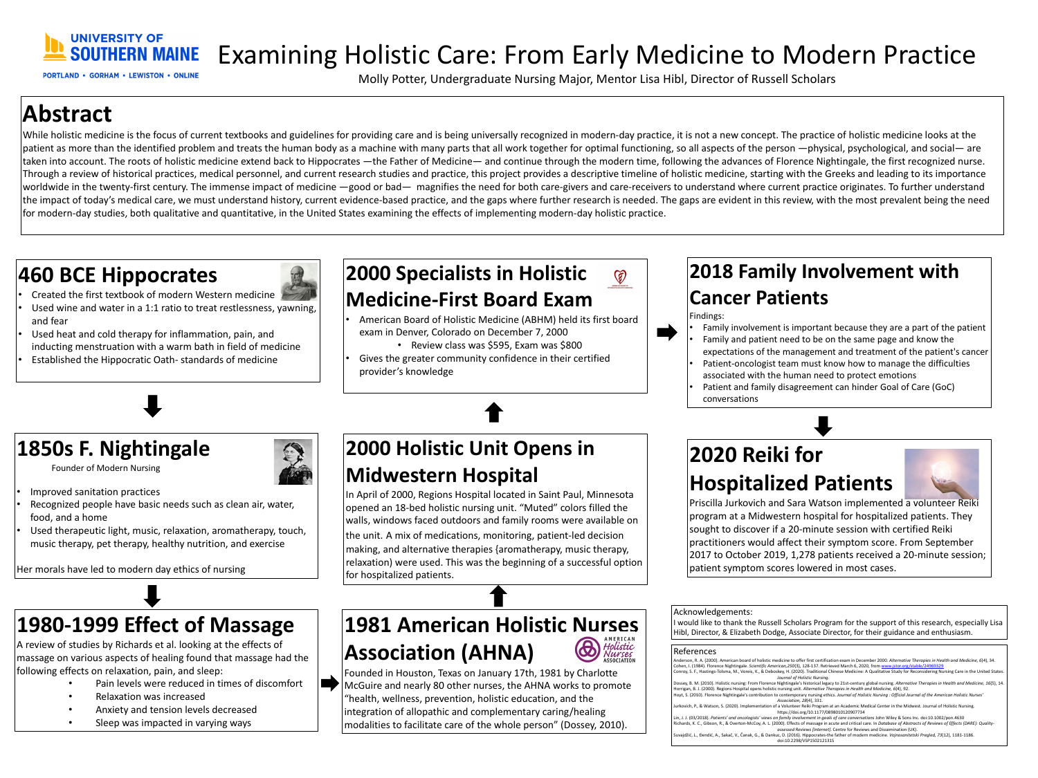# Examining Holistic Care: From Early Medicine to Modern Practice

Molly Potter, Undergraduate Nursing Major, Mentor Lisa Hibl, Director of Russell Scholars

UNIVERSITY OF SOUTHERN MAINE
PORTLAND • GORHAM • LEWISTON • ONLINE

## Abstract

While holistic medicine is the focus of current textbooks and guidelines for providing care and is being universally recognized in modern-day practice, it is not a new concept. The practice of holistic medicine looks at the patient as more than the identified problem and treats the human body as a machine with many parts that all work together for optimal functioning, so all aspects of the person —physical, psychological, and social— are taken into account. The roots of holistic medicine extend back to Hippocrates —the Father of Medicine— and continue through the modern time, following the advances of Florence Nightingale, the first recognized nurse. Through a review of historical practices, medical personnel, and current research studies and practice, this project provides a descriptive timeline of holistic medicine, starting with the Greeks and leading to its importance worldwide in the twenty-first century. The immense impact of medicine —good or bad— magnifies the need for both care-givers and care-receivers to understand where current practice originates. To further understand the impact of today's medical care, we must understand history, current evidence-based practice, and the gaps where further research is needed. The gaps are evident in this review, with the most prevalent being the need for modern-day studies, both qualitative and quantitative, in the United States examining the effects of implementing modern-day holistic practice.

## 460 BCE Hippocrates

- Created the first textbook of modern Western medicine
- Used wine and water in a 1:1 ratio to treat restlessness, yawning, and fear
- Used heat and cold therapy for inflammation, pain, and inducting menstruation with a warm bath in field of medicine
- Established the Hippocratic Oath- standards of medicine

## 1850s F. Nightingale

Founder of Modern Nursing

- Improved sanitation practices
- Recognized people have basic needs such as clean air, water, food, and a home
- Used therapeutic light, music, relaxation, aromatherapy, touch, music therapy, pet therapy, healthy nutrition, and exercise

Her morals have led to modern day ethics of nursing

## 1980-1999 Effect of Massage

A review of studies by Richards et al. looking at the effects of massage on various aspects of healing found that massage had the following effects on relaxation, pain, and sleep:

- Pain levels were reduced in times of discomfort
- Relaxation was increased
- Anxiety and tension levels decreased
- Sleep was impacted in varying ways

## 1981 American Holistic Nurses Association (AHNA)

Founded in Houston, Texas on January 17th, 1981 by Charlotte McGuire and nearly 80 other nurses, the AHNA works to promote "health, wellness, prevention, holistic education, and the integration of allopathic and complementary caring/healing modalities to facilitate care of the whole person" (Dossey, 2010).

## 2000 Holistic Unit Opens in Midwestern Hospital

In April of 2000, Regions Hospital located in Saint Paul, Minnesota opened an 18-bed holistic nursing unit. "Muted" colors filled the walls, windows faced outdoors and family rooms were available on the unit. A mix of medications, monitoring, patient-led decision making, and alternative therapies {aromatherapy, music therapy, relaxation) were used. This was the beginning of a successful option for hospitalized patients.

## 2000 Specialists in Holistic Medicine-First Board Exam

- American Board of Holistic Medicine (ABHM) held its first board exam in Denver, Colorado on December 7, 2000
  - Review class was $595, Exam was $800
- Gives the greater community confidence in their certified provider's knowledge

## 2018 Family Involvement with Cancer Patients

Findings:

- Family involvement is important because they are a part of the patient
- Family and patient need to be on the same page and know the expectations of the management and treatment of the patient's cancer
- Patient-oncologist team must know how to manage the difficulties associated with the human need to protect emotions
- Patient and family disagreement can hinder Goal of Care (GoC) conversations

## 2020 Reiki for Hospitalized Patients

Priscilla Jurkovich and Sara Watson implemented a volunteer Reiki program at a Midwestern hospital for hospitalized patients. They sought to discover if a 20-minute session with certified Reiki practitioners would affect their symptom score. From September 2017 to October 2019, 1,278 patients received a 20-minute session; patient symptom scores lowered in most cases.

### Acknowledgements:

I would like to thank the Russell Scholars Program for the support of this research, especially Lisa Hibl, Director, & Elizabeth Dodge, Associate Director, for their guidance and enthusiasm.

### References

Anderson, R. A. (2000). American board of holistic medicine to offer first certification exam in December 2000. *Alternative Therapies in Health and Medicine, 6*(4), 34.

Cohen, I. (1984). Florence Nightingale. *Scientific American,250*(3), 128-137. Retrieved March 6, 2020, from www.jstor.org/stable/24969329

Conroy, S. F., Hastings-Tolsma, M., Vorels, K., & Deboskey, H. (2020). Traditional Chinese Medicine: A Qualitative Study for Reconsidering Nursing Care in the United States. *Journal of Holistic Nursing.*

Dossey, B. M. (2010). Holistic nursing: From Florence Nightingale's historical legacy to 21st-century global nursing. *Alternative Therapies in Health and Medicine, 16*(5), 14.

Horrigan, B. J. (2000). Regions Hospital opens holistic nursing unit. *Alternative Therapies in Health and Medicine, 6*(4), 92.

Hoyt, S. (2010). Florence Nightingale's contribution to contemporary nursing ethics. *Journal of Holistic Nursing : Official Journal of the American Holistic Nurses' Association, 28*(4), 331.

Jurkovich, P., & Watson, S. (2020). Implementation of a Volunteer Reiki Program at an Academic Medical Center in the Midwest. Journal of Holistic Nursing. https://doi.org/10.1177/0898010120907734

Lin, J. J. (03/2018). *Patients' and oncologists' views on family involvement in goals of care conversations* John Wiley & Sons Inc. doi:10.1002/pon.4630

Richards, K. C., Gibson, R., & Overton-McCoy, A. L. (2000). Effects of massage in acute and critical care. In *Database of Abstracts of Reviews of Effects (DARE): Quality-assessed Reviews [Internet]*. Centre for Reviews and Dissemination (UK).

Suvajdžić, L., Đendić, A., Sakač, V., Čanak, G., & Dankuc, D. (2016). Hippocrates-the father of modern medicine. *Vojnosanitetski Pregled, 73*(12), 1181-1186. doi:10.2298/VSP150212131S